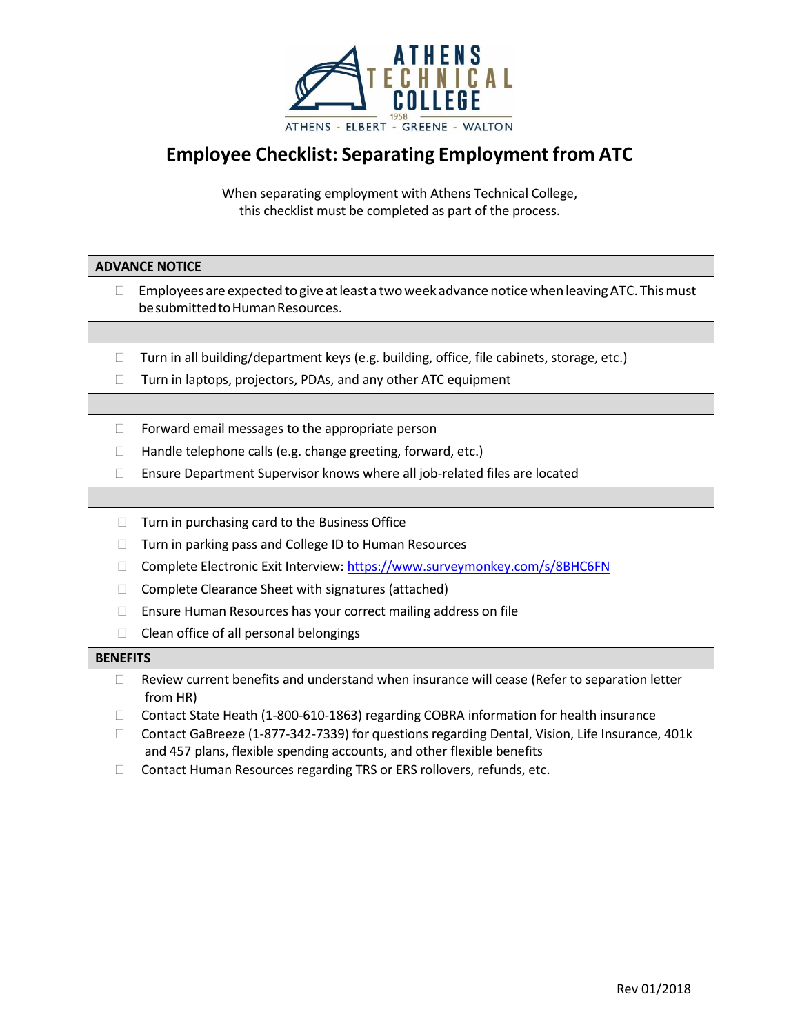ATHENS TECHNICAL COLLEGE

1958

ATHENS - ELBERT - GREENE - WALTON

# Employee Checklist: Separating Employment from ATC

When separating employment with Athens Technical College, this checklist must be completed as part of the process.

## ADVANCE NOTICE

- ☐ Employees are expected to give at least a two week advance notice when leaving ATC. This must be submitted to Human Resources.

---

- ☐ Turn in all building/department keys (e.g. building, office, file cabinets, storage, etc.)
- ☐ Turn in laptops, projectors, PDAs, and any other ATC equipment

---

- ☐ Forward email messages to the appropriate person
- ☐ Handle telephone calls (e.g. change greeting, forward, etc.)
- ☐ Ensure Department Supervisor knows where all job-related files are located

---

- ☐ Turn in purchasing card to the Business Office
- ☐ Turn in parking pass and College ID to Human Resources
- ☐ Complete Electronic Exit Interview: https://www.surveymonkey.com/s/8BHC6FN
- ☐ Complete Clearance Sheet with signatures (attached)
- ☐ Ensure Human Resources has your correct mailing address on file
- ☐ Clean office of all personal belongings

## BENEFITS

- ☐ Review current benefits and understand when insurance will cease (Refer to separation letter from HR)
- ☐ Contact State Heath (1-800-610-1863) regarding COBRA information for health insurance
- ☐ Contact GaBreeze (1-877-342-7339) for questions regarding Dental, Vision, Life Insurance, 401k and 457 plans, flexible spending accounts, and other flexible benefits
- ☐ Contact Human Resources regarding TRS or ERS rollovers, refunds, etc.

Rev 01/2018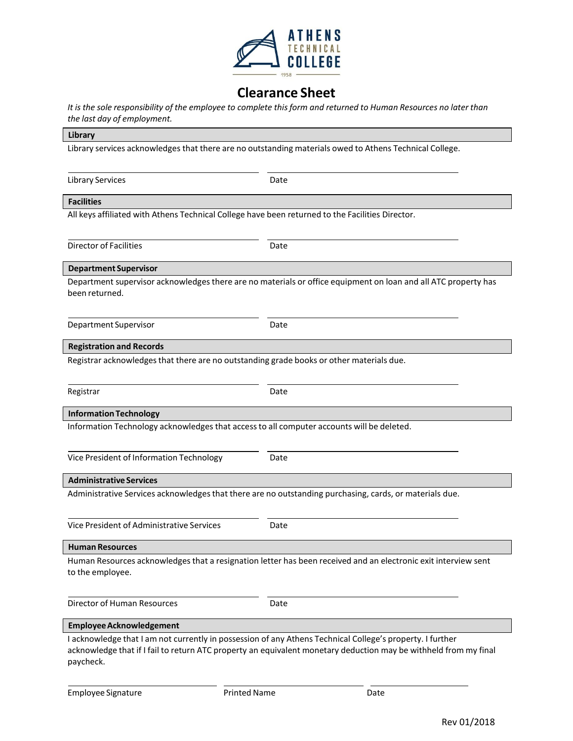ATHENS TECHNICAL COLLEGE

1958

# Clearance Sheet

*It is the sole responsibility of the employee to complete this form and returned to Human Resources no later than the last day of employment.*

## Library

Library services acknowledges that there are no outstanding materials owed to Athens Technical College.

| | |
|---|---|
| Library Services | Date |

## Facilities

All keys affiliated with Athens Technical College have been returned to the Facilities Director.

| | |
|---|---|
| Director of Facilities | Date |

## Department Supervisor

Department supervisor acknowledges there are no materials or office equipment on loan and all ATC property has been returned.

| | |
|---|---|
| Department Supervisor | Date |

## Registration and Records

Registrar acknowledges that there are no outstanding grade books or other materials due.

| | |
|---|---|
| Registrar | Date |

## Information Technology

Information Technology acknowledges that access to all computer accounts will be deleted.

| | |
|---|---|
| Vice President of Information Technology | Date |

## Administrative Services

Administrative Services acknowledges that there are no outstanding purchasing, cards, or materials due.

| | |
|---|---|
| Vice President of Administrative Services | Date |

## Human Resources

Human Resources acknowledges that a resignation letter has been received and an electronic exit interview sent to the employee.

| | |
|---|---|
| Director of Human Resources | Date |

## Employee Acknowledgement

I acknowledge that I am not currently in possession of any Athens Technical College's property. I further acknowledge that if I fail to return ATC property an equivalent monetary deduction may be withheld from my final paycheck.

| | | |
|---|---|---|
| Employee Signature | Printed Name | Date |

Rev 01/2018